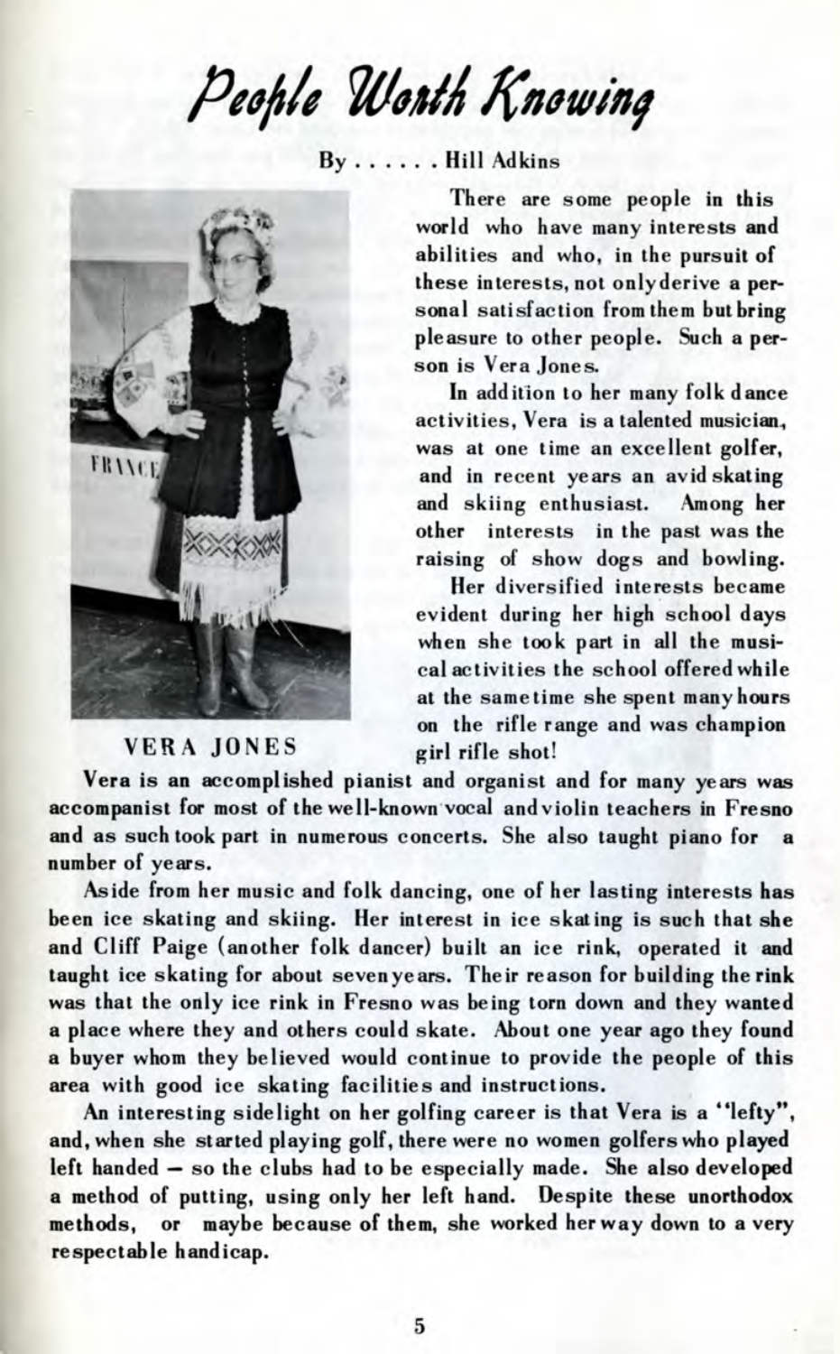# People Worth Knowing

By . . . . . Hill Adkins

VERA JONES

There are some people in this world who have many interests and abilities and who, in the pursuit of these interests, not only derive a personal satisfaction from them but bring pleasure to other people. Such a person is Vera Jones.

In addition to her many folk dance activities, Vera is a talented musician, was at one time an excellent golfer, and in recent years an avid skating and skiing enthusiast. Among her other interests in the past was the raising of show dogs and bowling.

Her diversified interests became evident during her high school days when she took part in all the musical activities the school offered while at the same time she spent many hours on the rifle range and was champion girl rifle shot!

Vera is an accomplished pianist and organist and for many years was accompanist for most of the well-known vocal and violin teachers in Fresno and as such took part in numerous concerts. She also taught piano for a number of years.

Aside from her music and folk dancing, one of her lasting interests has been ice skating and skiing. Her interest in ice skating is such that she and Cliff Paige (another folk dancer) built an ice rink, operated it and taught ice skating for about seven years. Their reason for building the rink was that the only ice rink in Fresno was being torn down and they wanted a place where they and others could skate. About one year ago they found a buyer whom they believed would continue to provide the people of this area with good ice skating facilities and instructions.

An interesting sidelight on her golfing career is that Vera is a "lefty", and, when she started playing golf, there were no women golfers who played left handed — so the clubs had to be especially made. She also developed a method of putting, using only her left hand. Despite these unorthodox methods, or maybe because of them, she worked her way down to a very respectable handicap.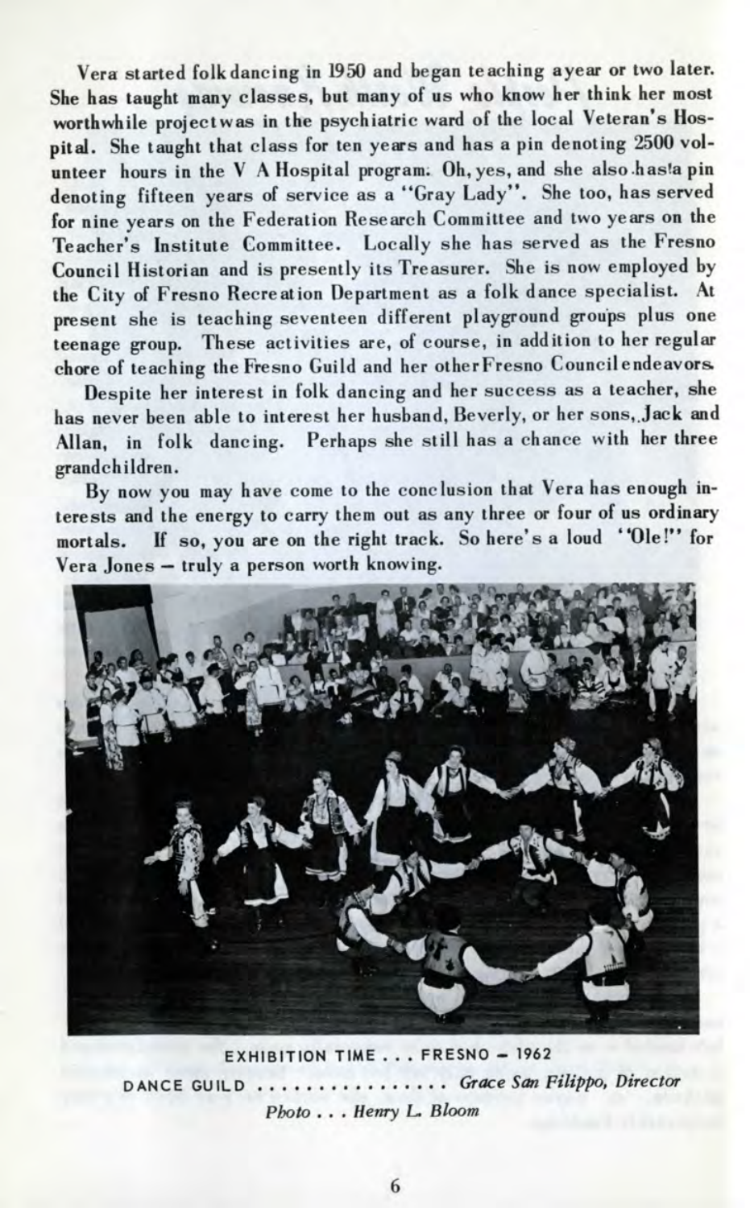Vera started folk dancing in 1950 and began teaching a year or two later. She has taught many classes, but many of us who know her think her most worthwhile project was in the psychiatric ward of the local Veteran's Hospital. She taught that class for ten years and has a pin denoting 2500 volunteer hours in the V A Hospital program. Oh, yes, and she also has a pin denoting fifteen years of service as a "Gray Lady". She too, has served for nine years on the Federation Research Committee and two years on the Teacher's Institute Committee. Locally she has served as the Fresno Council Historian and is presently its Treasurer. She is now employed by the City of Fresno Recreation Department as a folk dance specialist. At present she is teaching seventeen different playground groups plus one teenage group. These activities are, of course, in addition to her regular chore of teaching the Fresno Guild and her other Fresno Council endeavors.

Despite her interest in folk dancing and her success as a teacher, she has never been able to interest her husband, Beverly, or her sons, Jack and Allan, in folk dancing. Perhaps she still has a chance with her three grandchildren.

By now you may have come to the conclusion that Vera has enough interests and the energy to carry them out as any three or four of us ordinary mortals. If so, you are on the right track. So here's a loud "Ole!" for Vera Jones – truly a person worth knowing.

EXHIBITION TIME . . . FRESNO – 1962

DANCE GUILD . . . . . . . . . . . . . . . . *Grace San Filippo, Director*

*Photo . . . Henry L. Bloom*